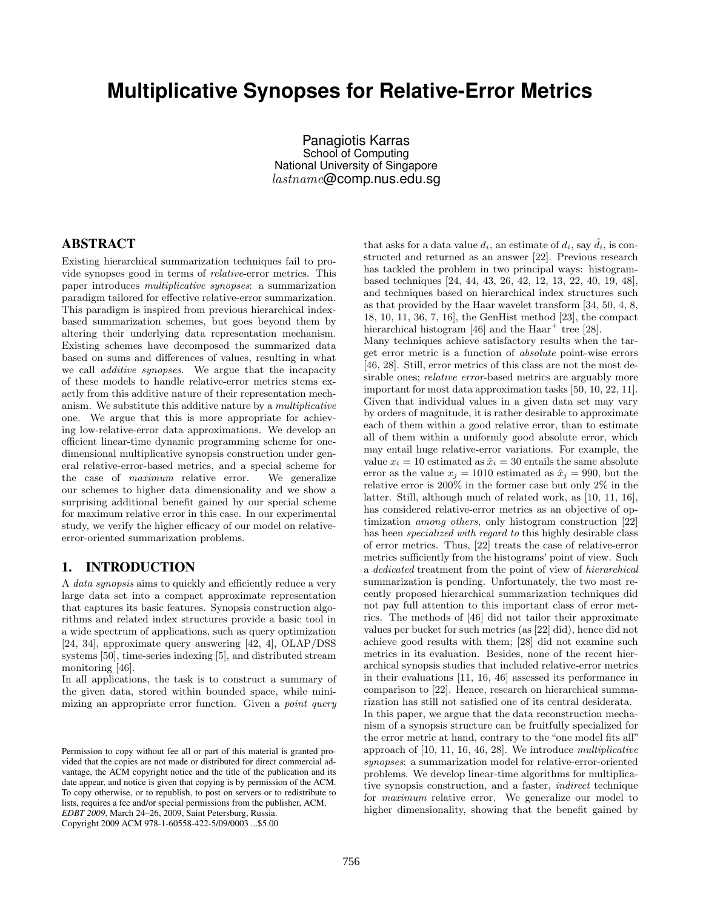# Multiplicative Synopses for Relative-Error Metrics

Panagiotis Karras
School of Computing
National University of Singapore
*lastname*@comp.nus.edu.sg

## ABSTRACT

Existing hierarchical summarization techniques fail to provide synopses good in terms of *relative*-error metrics. This paper introduces *multiplicative synopses*: a summarization paradigm tailored for effective relative-error summarization. This paradigm is inspired from previous hierarchical index-based summarization schemes, but goes beyond them by altering their underlying data representation mechanism. Existing schemes have decomposed the summarized data based on sums and differences of values, resulting in what we call *additive synopses*. We argue that the incapacity of these models to handle relative-error metrics stems exactly from this additive nature of their representation mechanism. We substitute this additive nature by a *multiplicative* one. We argue that this is more appropriate for achieving low-relative-error data approximations. We develop an efficient linear-time dynamic programming scheme for one-dimensional multiplicative synopsis construction under general relative-error-based metrics, and a special scheme for the case of *maximum* relative error. We generalize our schemes to higher data dimensionality and we show a surprising additional benefit gained by our special scheme for maximum relative error in this case. In our experimental study, we verify the higher efficacy of our model on relative-error-oriented summarization problems.

## 1. INTRODUCTION

A *data synopsis* aims to quickly and efficiently reduce a very large data set into a compact approximate representation that captures its basic features. Synopsis construction algorithms and related index structures provide a basic tool in a wide spectrum of applications, such as query optimization [24, 34], approximate query answering [42, 4], OLAP/DSS systems [50], time-series indexing [5], and distributed stream monitoring [46].

In all applications, the task is to construct a summary of the given data, stored within bounded space, while minimizing an appropriate error function. Given a *point query* that asks for a data value $d_i$, an estimate of $d_i$, say $\hat{d}_i$, is constructed and returned as an answer [22]. Previous research has tackled the problem in two principal ways: histogram-based techniques [24, 44, 43, 26, 42, 12, 13, 22, 40, 19, 48], and techniques based on hierarchical index structures such as that provided by the Haar wavelet transform [34, 50, 4, 8, 18, 10, 11, 36, 7, 16], the GenHist method [23], the compact hierarchical histogram [46] and the Haar$^+$ tree [28].

Many techniques achieve satisfactory results when the target error metric is a function of *absolute* point-wise errors [46, 28]. Still, error metrics of this class are not the most desirable ones; *relative error*-based metrics are arguably more important for most data approximation tasks [50, 10, 22, 11]. Given that individual values in a given data set may vary by orders of magnitude, it is rather desirable to approximate each of them within a good relative error, than to estimate all of them within a uniformly good absolute error, which may entail huge relative-error variations. For example, the value $x_i = 10$ estimated as $\hat{x}_i = 30$ entails the same absolute error as the value $x_j = 1010$ estimated as $\hat{x}_j = 990$, but the relative error is 200% in the former case but only 2% in the latter. Still, although much of related work, as [10, 11, 16], has considered relative-error metrics as an objective of optimization *among others*, only histogram construction [22] has been *specialized with regard to* this highly desirable class of error metrics. Thus, [22] treats the case of relative-error metrics sufficiently from the histograms' point of view. Such a *dedicated* treatment from the point of view of *hierarchical* summarization is pending. Unfortunately, the two most recently proposed hierarchical summarization techniques did not pay full attention to this important class of error metrics. The methods of [46] did not tailor their approximate values per bucket for such metrics (as [22] did), hence did not achieve good results with them; [28] did not examine such metrics in its evaluation. Besides, none of the recent hierarchical synopsis studies that included relative-error metrics in their evaluations [11, 16, 46] assessed its performance in comparison to [22]. Hence, research on hierarchical summarization has still not satisfied one of its central desiderata.

In this paper, we argue that the data reconstruction mechanism of a synopsis structure can be fruitfully specialized for the error metric at hand, contrary to the "one model fits all" approach of [10, 11, 16, 46, 28]. We introduce *multiplicative synopses*: a summarization model for relative-error-oriented problems. We develop linear-time algorithms for multiplicative synopsis construction, and a faster, *indirect* technique for *maximum* relative error. We generalize our model to higher dimensionality, showing that the benefit gained by

Permission to copy without fee all or part of this material is granted provided that the copies are not made or distributed for direct commercial advantage, the ACM copyright notice and the title of the publication and its date appear, and notice is given that copying is by permission of the ACM. To copy otherwise, or to republish, to post on servers or to redistribute to lists, requires a fee and/or special permissions from the publisher, ACM.
*EDBT 2009*, March 24–26, 2009, Saint Petersburg, Russia.
Copyright 2009 ACM 978-1-60558-422-5/09/0003 ...$5.00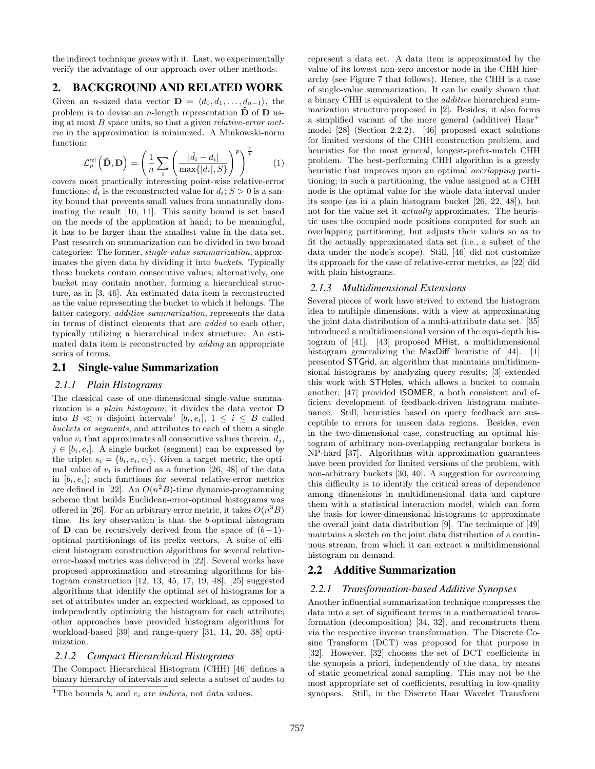the indirect technique *grows* with it. Last, we experimentally verify the advantage of our approach over other methods.

## 2. BACKGROUND AND RELATED WORK

Given an $n$-sized data vector $\mathbf{D} = \langle d_0, d_1, \ldots, d_{n-1} \rangle$, the problem is to devise an $n$-length representation $\hat{\mathbf{D}}$ of $\mathbf{D}$ using at most $B$ space units, so that a given *relative-error metric* in the approximation is minimized. A Minkowski-norm function:

$$\mathcal{L}_p^{\mathsf{rel}}\left(\hat{\mathbf{D}}, \mathbf{D}\right) = \left(\frac{1}{n}\sum_i \left(\frac{|\hat{d}_i - d_i|}{\max\{|d_i|, S\}}\right)^p\right)^{\frac{1}{p}} \qquad (1)$$

covers most practically interesting point-wise relative-error functions; $\hat{d}_i$ is the reconstructed value for $d_i$; $S > 0$ is a sanity bound that prevents small values from unnaturally dominating the result [10, 11]. This sanity bound is set based on the needs of the application at hand; to be meaningful, it has to be larger than the smallest value in the data set. Past research on summarization can be divided in two broad categories: The former, *single-value summarization*, approximates the given data by dividing it into *buckets*. Typically these buckets contain consecutive values; alternatively, one bucket may contain another, forming a hierarchical structure, as in [3, 46]. An estimated data item is reconstructed as the value representing the bucket to which it belongs. The latter category, *additive summarization*, represents the data in terms of distinct elements that are *added* to each other, typically utilizing a hierarchical index structure. An estimated data item is reconstructed by *adding* an appropriate series of terms.

### 2.1 Single-value Summarization

#### 2.1.1 Plain Histograms

The classical case of one-dimensional single-value summarization is a *plain histogram*; it divides the data vector $\mathbf{D}$ into $B \ll n$ disjoint intervals[1] $[b_i, e_i]$, $1 \leq i \leq B$ called *buckets* or *segments*, and attributes to each of them a single value $v_i$ that approximates all consecutive values therein, $d_j$, $j \in [b_i, e_i]$. A single bucket (segment) can be expressed by the triplet $s_i = \{b_i, e_i, v_i\}$. Given a target metric, the optimal value of $v_i$ is defined as a function [26, 48] of the data in $[b_i, e_i]$; such functions for several relative-error metrics are defined in [22]. An $O(n^2B)$-time dynamic-programming scheme that builds Euclidean-error-optimal histograms was offered in [26]. For an arbitrary error metric, it takes $O(n^3B)$ time. Its key observation is that the $b$-optimal histogram of $\mathbf{D}$ can be recursively derived from the space of $(b-1)$-optimal partitionings of its prefix vectors. A suite of efficient histogram construction algorithms for several relative-error-based metrics was delivered in [22]. Several works have proposed approximation and streaming algorithms for histogram construction [12, 13, 45, 17, 19, 48]; [25] suggested algorithms that identify the optimal *set* of histograms for a set of attributes under an expected workload, as opposed to independently optimizing the histogram for each attribute; other approaches have provided histogram algorithms for workload-based [39] and range-query [31, 14, 20, 38] optimization.

#### 2.1.2 Compact Hierarchical Histograms

The Compact Hierarchical Histogram (CHH) [46] defines a binary hierarchy of intervals and selects a subset of nodes to represent a data set. A data item is approximated by the value of its lowest non-zero ancestor node in the CHH hierarchy (see Figure 7 that follows). Hence, the CHH is a case of single-value summarization. It can be easily shown that a binary CHH is equivalent to the *additive* hierarchical summarization structure proposed in [2]. Besides, it also forms a simplified variant of the more general (additive) Haar$^+$ model [28] (Section 2.2.2). [46] proposed exact solutions for limited versions of the CHH construction problem, and heuristics for the most general, longest-prefix-match CHH problem. The best-performing CHH algorithm is a greedy heuristic that improves upon an optimal *overlapping* partitioning; in such a partitioning, the value assigned at a CHH node is the optimal value for the whole data interval under its scope (as in a plain histogram bucket [26, 22, 48]), but not for the value set it *actually* approximates. The heuristic uses the occupied node positions computed for such an overlapping partitioning, but adjusts their values so as to fit the actually approximated data set (i.e., a subset of the data under the node's scope). Still, [46] did not customize its approach for the case of relative-error metrics, as [22] did with plain histograms.

#### 2.1.3 Multidimensional Extensions

Several pieces of work have strived to extend the histogram idea to multiple dimensions, with a view at approximating the joint data distribution of a multi-attribute data set. [35] introduced a multidimensional version of the equi-depth histogram of [41]. [43] proposed MHist, a multidimensional histogram generalizing the MaxDiff heuristic of [44]. [1] presented STGrid, an algorithm that maintains multidimensional histograms by analyzing query results; [3] extended this work with STHoles, which allows a bucket to contain another; [47] provided ISOMER, a both consistent and efficient development of feedback-driven histogram maintenance. Still, heuristics based on query feedback are susceptible to errors for unseen data regions. Besides, even in the two-dimensional case, constructing an optimal histogram of arbitrary non-overlapping rectangular buckets is NP-hard [37]. Algorithms with approximation guarantees have been provided for limited versions of the problem, with non-arbitrary buckets [30, 40]. A suggestion for overcoming this difficulty is to identify the critical areas of dependence among dimensions in multidimensional data and capture them with a statistical interaction model, which can form the basis for lower-dimensional histograms to approximate the overall joint data distribution [9]. The technique of [49] maintains a sketch on the joint data distribution of a continuous stream, from which it can extract a multidimensional histogram on demand.

### 2.2 Additive Summarization

#### 2.2.1 Transformation-based Additive Synopses

Another influential summarization technique compresses the data into a set of significant terms in a mathematical transformation (decomposition) [34, 32], and reconstructs them via the respective inverse transformation. The Discrete Cosine Transform (DCT) was proposed for that purpose in [32]. However, [32] chooses the set of DCT coefficients in the synopsis a priori, independently of the data, by means of static geometrical zonal sampling. This may not be the most appropriate set of coefficients, resulting in low-quality synopses. Still, in the Discrete Haar Wavelet Transform

[1] The bounds $b_i$ and $e_i$ are *indices*, not data values.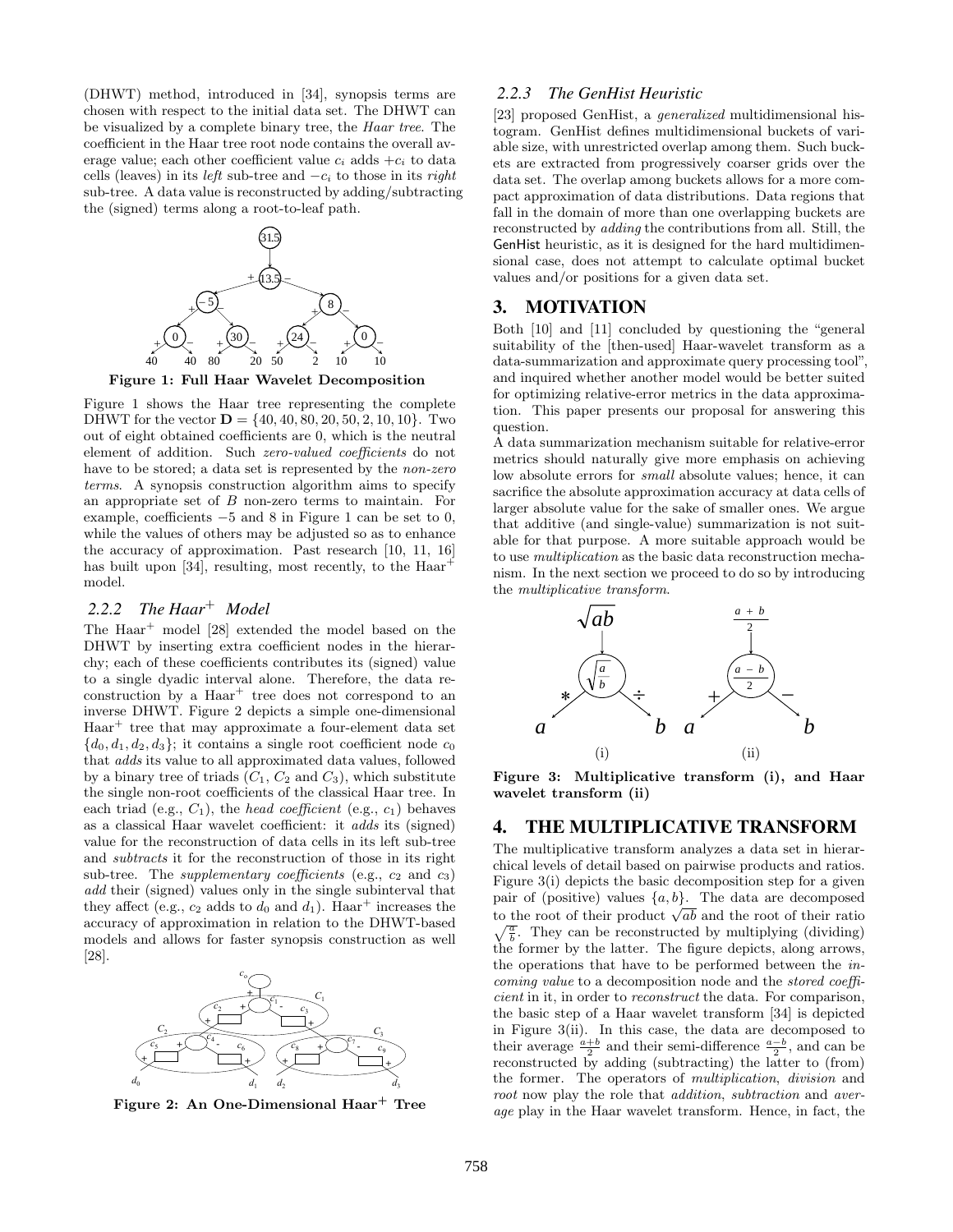(DHWT) method, introduced in [34], synopsis terms are chosen with respect to the initial data set. The DHWT can be visualized by a complete binary tree, the *Haar tree*. The coefficient in the Haar tree root node contains the overall average value; each other coefficient value $c_i$ adds $+c_i$ to data cells (leaves) in its *left* sub-tree and $-c_i$ to those in its *right* sub-tree. A data value is reconstructed by adding/subtracting the (signed) terms along a root-to-leaf path.

**Figure 1: Full Haar Wavelet Decomposition**

Figure 1 shows the Haar tree representing the complete DHWT for the vector $\mathbf{D} = \{40, 40, 80, 20, 50, 2, 10, 10\}$. Two out of eight obtained coefficients are 0, which is the neutral element of addition. Such *zero-valued coefficients* do not have to be stored; a data set is represented by the *non-zero terms*. A synopsis construction algorithm aims to specify an appropriate set of $B$ non-zero terms to maintain. For example, coefficients $-5$ and 8 in Figure 1 can be set to 0, while the values of others may be adjusted so as to enhance the accuracy of approximation. Past research [10, 11, 16] has built upon [34], resulting, most recently, to the Haar$^+$ model.

### 2.2.2 The Haar$^+$ Model

The Haar$^+$ model [28] extended the model based on the DHWT by inserting extra coefficient nodes in the hierarchy; each of these coefficients contributes its (signed) value to a single dyadic interval alone. Therefore, the data reconstruction by a Haar$^+$ tree does not correspond to an inverse DHWT. Figure 2 depicts a simple one-dimensional Haar$^+$ tree that may approximate a four-element data set $\{d_0, d_1, d_2, d_3\}$; it contains a single root coefficient node $c_0$ that *adds* its value to all approximated data values, followed by a binary tree of triads ($C_1$, $C_2$ and $C_3$), which substitute the single non-root coefficients of the classical Haar tree. In each triad (e.g., $C_1$), the *head coefficient* (e.g., $c_1$) behaves as a classical Haar wavelet coefficient: it *adds* its (signed) value for the reconstruction of data cells in its left sub-tree and *subtracts* it for the reconstruction of those in its right sub-tree. The *supplementary coefficients* (e.g., $c_2$ and $c_3$) *add* their (signed) values only in the single subinterval that they affect (e.g., $c_2$ adds to $d_0$ and $d_1$). Haar$^+$ increases the accuracy of approximation in relation to the DHWT-based models and allows for faster synopsis construction as well [28].

**Figure 2: An One-Dimensional Haar$^+$ Tree**

### 2.2.3 The GenHist Heuristic

[23] proposed GenHist, a *generalized* multidimensional histogram. GenHist defines multidimensional buckets of variable size, with unrestricted overlap among them. Such buckets are extracted from progressively coarser grids over the data set. The overlap among buckets allows for a more compact approximation of data distributions. Data regions that fall in the domain of more than one overlapping buckets are reconstructed by *adding* the contributions from all. Still, the GenHist heuristic, as it is designed for the hard multidimensional case, does not attempt to calculate optimal bucket values and/or positions for a given data set.

## 3. MOTIVATION

Both [10] and [11] concluded by questioning the "general suitability of the [then-used] Haar-wavelet transform as a data-summarization and approximate query processing tool", and inquired whether another model would be better suited for optimizing relative-error metrics in the data approximation. This paper presents our proposal for answering this question.

A data summarization mechanism suitable for relative-error metrics should naturally give more emphasis on achieving low absolute errors for *small* absolute values; hence, it can sacrifice the absolute approximation accuracy at data cells of larger absolute value for the sake of smaller ones. We argue that additive (and single-value) summarization is not suitable for that purpose. A more suitable approach would be to use *multiplication* as the basic data reconstruction mechanism. In the next section we proceed to do so by introducing the *multiplicative transform*.

**Figure 3: Multiplicative transform (i), and Haar wavelet transform (ii)**

## 4. THE MULTIPLICATIVE TRANSFORM

The multiplicative transform analyzes a data set in hierarchical levels of detail based on pairwise products and ratios. Figure 3(i) depicts the basic decomposition step for a given pair of (positive) values $\{a, b\}$. The data are decomposed to the root of their product $\sqrt{ab}$ and the root of their ratio $\sqrt{\frac{a}{b}}$. They can be reconstructed by multiplying (dividing) the former by the latter. The figure depicts, along arrows, the operations that have to be performed between the *incoming value* to a decomposition node and the *stored coefficient* in it, in order to *reconstruct* the data. For comparison, the basic step of a Haar wavelet transform [34] is depicted in Figure 3(ii). In this case, the data are decomposed to their average $\frac{a+b}{2}$ and their semi-difference $\frac{a-b}{2}$, and can be reconstructed by adding (subtracting) the latter to (from) the former. The operators of *multiplication*, *division* and *root* now play the role that *addition*, *subtraction* and *average* play in the Haar wavelet transform. Hence, in fact, the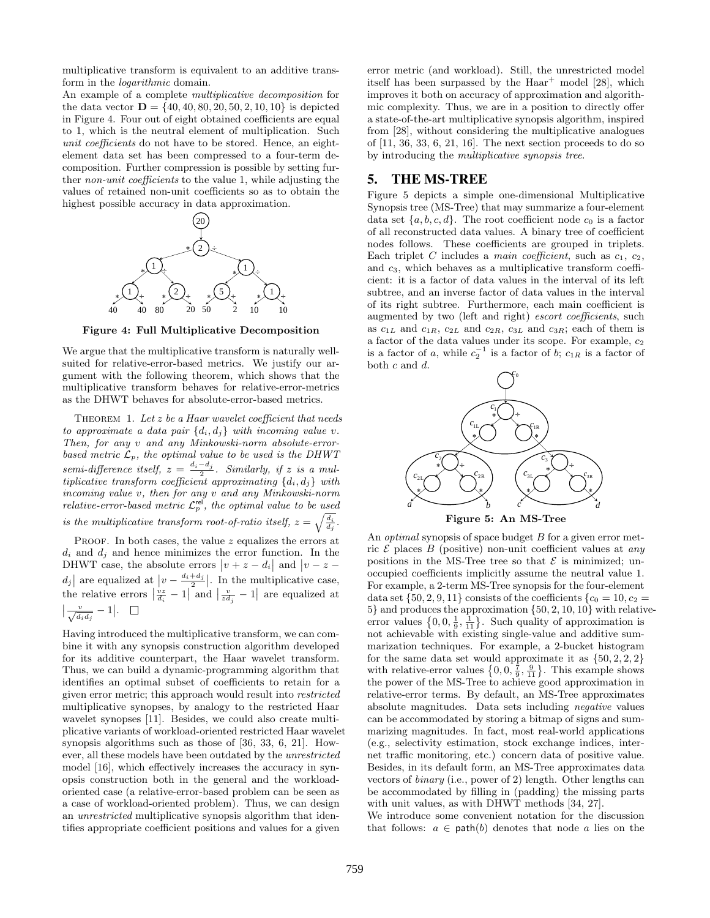multiplicative transform is equivalent to an additive transform in the *logarithmic* domain.

An example of a complete *multiplicative decomposition* for the data vector $\mathbf{D} = \{40, 40, 80, 20, 50, 2, 10, 10\}$ is depicted in Figure 4. Four out of eight obtained coefficients are equal to 1, which is the neutral element of multiplication. Such *unit coefficients* do not have to be stored. Hence, an eight-element data set has been compressed to a four-term decomposition. Further compression is possible by setting further *non-unit coefficients* to the value 1, while adjusting the values of retained non-unit coefficients so as to obtain the highest possible accuracy in data approximation.

**Figure 4: Full Multiplicative Decomposition**

We argue that the multiplicative transform is naturally well-suited for relative-error-based metrics. We justify our argument with the following theorem, which shows that the multiplicative transform behaves for relative-error-metrics as the DHWT behaves for absolute-error-based metrics.

Theorem 1. *Let $z$ be a Haar wavelet coefficient that needs to approximate a data pair $\{d_i, d_j\}$ with incoming value $v$. Then, for any $v$ and any Minkowski-norm absolute-error-based metric $\mathcal{L}_p$, the optimal value to be used is the DHWT semi-difference itself, $z = \frac{d_i - d_j}{2}$. Similarly, if $z$ is a multiplicative transform coefficient approximating $\{d_i, d_j\}$ with incoming value $v$, then for any $v$ and any Minkowski-norm relative-error-based metric $\mathcal{L}_p^{\mathsf{rel}}$, the optimal value to be used is the multiplicative transform root-of-ratio itself, $z = \sqrt{\frac{d_i}{d_j}}$.*

Proof. In both cases, the value $z$ equalizes the errors at $d_i$ and $d_j$ and hence minimizes the error function. In the DHWT case, the absolute errors $|v + z - d_i|$ and $|v - z - d_j|$ are equalized at $|v - \frac{d_i + d_j}{2}|$. In the multiplicative case, the relative errors $|\frac{vz}{d_i} - 1|$ and $|\frac{v}{zd_j} - 1|$ are equalized at $|\frac{v}{\sqrt{d_i d_j}} - 1|$. □

Having introduced the multiplicative transform, we can combine it with any synopsis construction algorithm developed for its additive counterpart, the Haar wavelet transform. Thus, we can build a dynamic-programming algorithm that identifies an optimal subset of coefficients to retain for a given error metric; this approach would result into *restricted* multiplicative synopses, by analogy to the restricted Haar wavelet synopses [11]. Besides, we could also create multiplicative variants of workload-oriented restricted Haar wavelet synopsis algorithms such as those of [36, 33, 6, 21]. However, all these models have been outdated by the *unrestricted* model [16], which effectively increases the accuracy in synopsis construction both in the general and the workload-oriented case (a relative-error-based problem can be seen as a case of workload-oriented problem). Thus, we can design an *unrestricted* multiplicative synopsis algorithm that identifies appropriate coefficient positions and values for a given error metric (and workload). Still, the unrestricted model itself has been surpassed by the Haar$^+$ model [28], which improves it both on accuracy of approximation and algorithmic complexity. Thus, we are in a position to directly offer a state-of-the-art multiplicative synopsis algorithm, inspired from [28], without considering the multiplicative analogues of [11, 36, 33, 6, 21, 16]. The next section proceeds to do so by introducing the *multiplicative synopsis tree*.

## 5. THE MS-TREE

Figure 5 depicts a simple one-dimensional Multiplicative Synopsis tree (MS-Tree) that may summarize a four-element data set $\{a, b, c, d\}$. The root coefficient node $c_0$ is a factor of all reconstructed data values. A binary tree of coefficient nodes follows. These coefficients are grouped in triplets. Each triplet $C$ includes a *main coefficient*, such as $c_1$, $c_2$, and $c_3$, which behaves as a multiplicative transform coefficient: it is a factor of data values in the interval of its left subtree, and an inverse factor of data values in the interval of its right subtree. Furthermore, each main coefficient is augmented by two (left and right) *escort coefficients*, such as $c_{1L}$ and $c_{1R}$, $c_{2L}$ and $c_{2R}$, $c_{3L}$ and $c_{3R}$; each of them is a factor of the data values under its scope. For example, $c_2$ is a factor of $a$, while $c_2^{-1}$ is a factor of $b$; $c_{1R}$ is a factor of both $c$ and $d$.

**Figure 5: An MS-Tree**

An *optimal* synopsis of space budget $B$ for a given error metric $\mathcal{E}$ places $B$ (positive) non-unit coefficient values at *any* positions in the MS-Tree tree so that $\mathcal{E}$ is minimized; unoccupied coefficients implicitly assume the neutral value 1. For example, a 2-term MS-Tree synopsis for the four-element data set $\{50, 2, 9, 11\}$ consists of the coefficients $\{c_0 = 10, c_2 = 5\}$ and produces the approximation $\{50, 2, 10, 10\}$ with relative-error values $\{0, 0, \frac{1}{9}, \frac{1}{11}\}$. Such quality of approximation is not achievable with existing single-value and additive summarization techniques. For example, a 2-bucket histogram for the same data set would approximate it as $\{50, 2, 2, 2\}$ with relative-error values $\{0, 0, \frac{7}{9}, \frac{9}{11}\}$. This example shows the power of the MS-Tree to achieve good approximation in relative-error terms. By default, an MS-Tree approximates absolute magnitudes. Data sets including *negative* values can be accommodated by storing a bitmap of signs and summarizing magnitudes. In fact, most real-world applications (e.g., selectivity estimation, stock exchange indices, internet traffic monitoring, etc.) concern data of positive value. Besides, in its default form, an MS-Tree approximates data vectors of *binary* (i.e., power of 2) length. Other lengths can be accommodated by filling in (padding) the missing parts with unit values, as with DHWT methods [34, 27].

We introduce some convenient notation for the discussion that follows: $a \in \mathsf{path}(b)$ denotes that node $a$ lies on the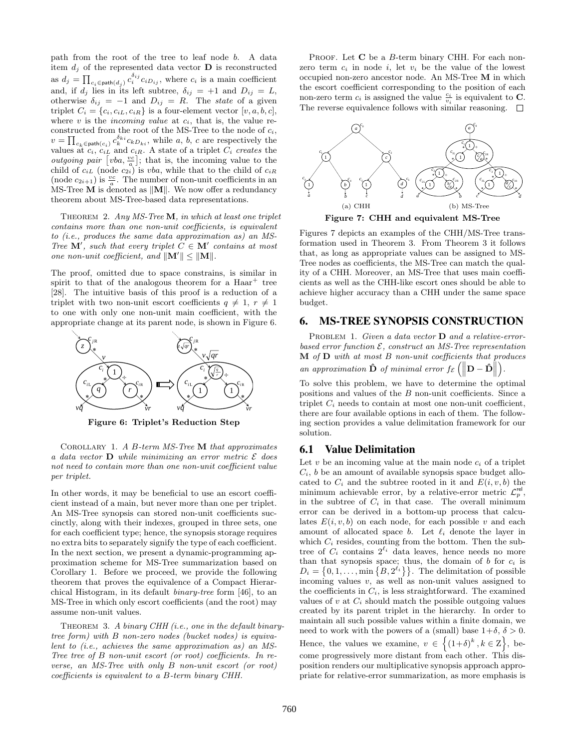path from the root of the tree to leaf node $b$. A data item $d_j$ of the represented data vector $\mathbf{D}$ is reconstructed as $d_j = \prod_{c_i \in \mathsf{path}(d_j)} c_i^{\delta_{ij}} c_{iD_{ij}}$, where $c_i$ is a main coefficient and, if $d_j$ lies in its left subtree, $\delta_{ij} = +1$ and $D_{ij} = L$, otherwise $\delta_{ij} = -1$ and $D_{ij} = R$. The *state* of a given triplet $C_i = \{c_i, c_{iL}, c_{iR}\}$ is a four-element vector $[v, a, b, c]$, where $v$ is the *incoming value* at $c_i$, that is, the value reconstructed from the root of the MS-Tree to the node of $c_i$, $v = \prod_{c_k \in \mathsf{path}(c_i)} c_k^{\delta_{ki}} c_{kD_{ki}}$, while $a$, $b$, $c$ are respectively the values at $c_i$, $c_{iL}$ and $c_{iR}$. A state of a triplet $C_i$ *creates* the *outgoing pair* $\left[vba, \frac{vc}{a}\right]$; that is, the incoming value to the child of $c_{iL}$ (node $c_{2i}$) is $vba$, while that to the child of $c_{iR}$ (node $c_{2i+1}$) is $\frac{vc}{a}$. The number of non-unit coefficients in an MS-Tree $\mathbf{M}$ is denoted as $\|\mathbf{M}\|$. We now offer a redundancy theorem about MS-Tree-based data representations.

THEOREM 2. *Any MS-Tree $\mathbf{M}$, in which at least one triplet contains more than one non-unit coefficients, is equivalent to (i.e., produces the same data approximation as) an MS-Tree $\mathbf{M}'$, such that every triplet $C \in \mathbf{M}'$ contains at most one non-unit coefficient, and $\|\mathbf{M}'\| \leq \|\mathbf{M}\|$.*

The proof, omitted due to space constrains, is similar in spirit to that of the analogous theorem for a Haar$^+$ tree [28]. The intuitive basis of this proof is a reduction of a triplet with two non-unit escort coefficients $q \neq 1$, $r \neq 1$ to one with only one non-unit main coefficient, with the appropriate change at its parent node, is shown in Figure 6.

**Figure 6: Triplet's Reduction Step**

COROLLARY 1. *A $B$-term MS-Tree $\mathbf{M}$ that approximates a data vector $\mathbf{D}$ while minimizing an error metric $\mathcal{E}$ does not need to contain more than one non-unit coefficient value per triplet.*

In other words, it may be beneficial to use an escort coefficient instead of a main, but never more than one per triplet. An MS-Tree synopsis can stored non-unit coefficients succinctly, along with their indexes, grouped in three sets, one for each coefficient type; hence, the synopsis storage requires no extra bits to separately signify the type of each coefficient. In the next section, we present a dynamic-programming approximation scheme for MS-Tree summarization based on Corollary 1. Before we proceed, we provide the following theorem that proves the equivalence of a Compact Hierarchical Histogram, in its default *binary-tree* form [46], to an MS-Tree in which only escort coefficients (and the root) may assume non-unit values.

THEOREM 3. *A binary CHH (i.e., one in the default binary-tree form) with $B$ non-zero nodes (bucket nodes) is equivalent to (i.e., achieves the same approximation as) an MS-Tree tree of $B$ non-unit escort (or root) coefficients. In reverse, an MS-Tree with only $B$ non-unit escort (or root) coefficients is equivalent to a $B$-term binary CHH.*

PROOF. Let $\mathbf{C}$ be a $B$-term binary CHH. For each non-zero term $c_i$ in node $i$, let $v_i$ be the value of the lowest occupied non-zero ancestor node. An MS-Tree $\mathbf{M}$ in which the escort coefficient corresponding to the position of each non-zero term $c_i$ is assigned the value $\frac{c_i}{v_i}$ is equivalent to $\mathbf{C}$. The reverse equivalence follows with similar reasoning. $\square$

(a) CHH (b) MS-Tree

**Figure 7: CHH and equivalent MS-Tree**

Figures 7 depicts an examples of the CHH/MS-Tree transformation used in Theorem 3. From Theorem 3 it follows that, as long as appropriate values can be assigned to MS-Tree nodes as coefficients, the MS-Tree can match the quality of a CHH. Moreover, an MS-Tree that uses main coefficients as well as the CHH-like escort ones should be able to achieve higher accuracy than a CHH under the same space budget.

## 6. MS-TREE SYNOPSIS CONSTRUCTION

PROBLEM 1. *Given a data vector $\mathbf{D}$ and a relative-error-based error function $\mathcal{E}$, construct an MS-Tree representation $\mathbf{M}$ of $\mathbf{D}$ with at most $B$ non-unit coefficients that produces an approximation $\hat{\mathbf{D}}$ of minimal error $f_{\mathcal{E}}\left(\left\|\mathbf{D} - \hat{\mathbf{D}}\right\|\right)$.*

To solve this problem, we have to determine the optimal positions and values of the $B$ non-unit coefficients. Since a triplet $C_i$ needs to contain at most one non-unit coefficient, there are four available options in each of them. The following section provides a value delimitation framework for our solution.

### 6.1 Value Delimitation

Let $v$ be an incoming value at the main node $c_i$ of a triplet $C_i$, $b$ be an amount of available synopsis space budget allocated to $C_i$ and the subtree rooted in it and $E(i, v, b)$ the minimum achievable error, by a relative-error metric $\mathcal{L}_p^{\mathsf{rel}}$, in the subtree of $C_i$ in that case. The overall minimum error can be derived in a bottom-up process that calculates $E(i, v, b)$ on each node, for each possible $v$ and each amount of allocated space $b$. Let $\ell_i$ denote the layer in which $C_i$ resides, counting from the bottom. Then the subtree of $C_i$ contains $2^{\ell_i}$ data leaves, hence needs no more that synopsis space; thus, the domain of $b$ for $c_i$ is $D_i = \left\{0, 1, \ldots, \min\left\{B, 2^{\ell_i}\right\}\right\}$. The delimitation of possible incoming values $v$, as well as non-unit values assigned to the coefficients in $C_i$, is less straightforward. The examined values of $v$ at $C_i$ should match the possible outgoing values created by its parent triplet in the hierarchy. In order to maintain all such possible values within a finite domain, we need to work with the powers of a (small) base $1+\delta$, $\delta > 0$. Hence, the values we examine, $v \in \left\{(1+\delta)^k, k \in \mathrm{Z}\right\}$, become progressively more distant from each other. This disposition renders our multiplicative synopsis approach appropriate for relative-error summarization, as more emphasis is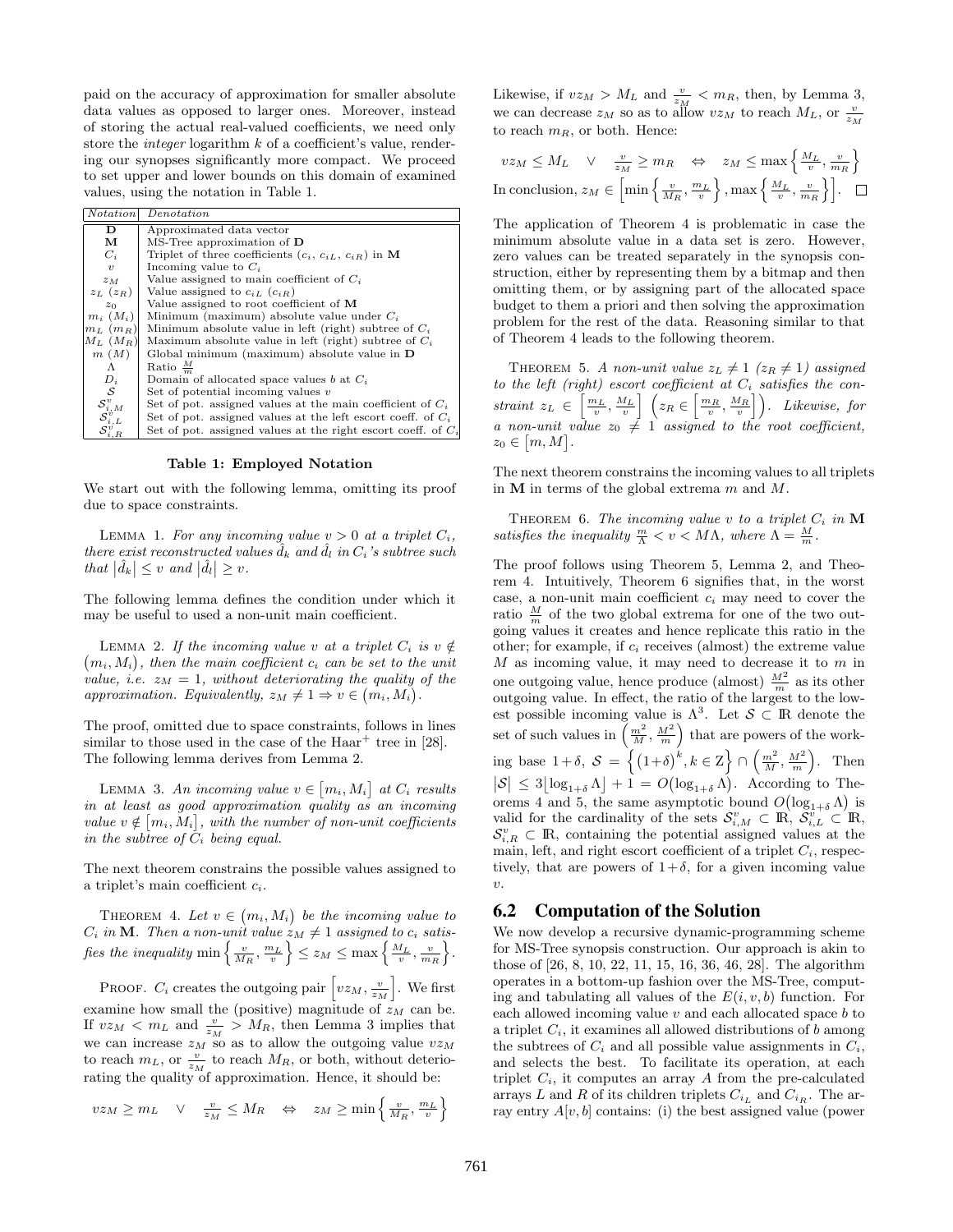paid on the accuracy of approximation for smaller absolute data values as opposed to larger ones. Moreover, instead of storing the actual real-valued coefficients, we need only store the *integer* logarithm $k$ of a coefficient's value, rendering our synopses significantly more compact. We proceed to set upper and lower bounds on this domain of examined values, using the notation in Table 1.

| *Notation* | *Denotation* |
|---|---|
| $\mathbf{D}$ | Approximated data vector |
| $\mathbf{M}$ | MS-Tree approximation of $\mathbf{D}$ |
| $C_i$ | Triplet of three coefficients $(c_i, c_{iL}, c_{iR})$ in $\mathbf{M}$ |
| $v$ | Incoming value to $C_i$ |
| $z_M$ | Value assigned to main coefficient of $C_i$ |
| $z_L$ ($z_R$) | Value assigned to $c_{iL}$ ($c_{iR}$) |
| $z_0$ | Value assigned to root coefficient of $\mathbf{M}$ |
| $m_i$ ($M_i$) | Minimum (maximum) absolute value under $C_i$ |
| $m_L$ ($m_R$) | Minimum absolute value in left (right) subtree of $C_i$ |
| $M_L$ ($M_R$) | Maximum absolute value in left (right) subtree of $C_i$ |
| $m$ ($M$) | Global minimum (maximum) absolute value in $\mathbf{D}$ |
| $\Lambda$ | Ratio $\frac{M}{m}$ |
| $D_i$ | Domain of allocated space values $b$ at $C_i$ |
| $\mathcal{S}$ | Set of potential incoming values $v$ |
| $\mathcal{S}^v_{i,M}$ | Set of pot. assigned values at the main coefficient of $C_i$ |
| $\mathcal{S}^v_{i,L}$ | Set of pot. assigned values at the left escort coeff. of $C_i$ |
| $\mathcal{S}^v_{i,R}$ | Set of pot. assigned values at the right escort coeff. of $C_i$ |

**Table 1: Employed Notation**

We start out with the following lemma, omitting its proof due to space constraints.

LEMMA 1. *For any incoming value $v > 0$ at a triplet $C_i$, there exist reconstructed values $\hat{d}_k$ and $\hat{d}_l$ in $C_i$'s subtree such that $|\hat{d}_k| \leq v$ and $|\hat{d}_l| \geq v$.*

The following lemma defines the condition under which it may be useful to used a non-unit main coefficient.

LEMMA 2. *If the incoming value $v$ at a triplet $C_i$ is $v \notin (m_i, M_i)$, then the main coefficient $c_i$ can be set to the unit value, i.e. $z_M = 1$, without deteriorating the quality of the approximation. Equivalently, $z_M \neq 1 \Rightarrow v \in (m_i, M_i)$.*

The proof, omitted due to space constraints, follows in lines similar to those used in the case of the Haar$^+$ tree in [28]. The following lemma derives from Lemma 2.

LEMMA 3. *An incoming value $v \in [m_i, M_i]$ at $C_i$ results in at least as good approximation quality as an incoming value $v \notin [m_i, M_i]$, with the number of non-unit coefficients in the subtree of $C_i$ being equal.*

The next theorem constrains the possible values assigned to a triplet's main coefficient $c_i$.

THEOREM 4. *Let $v \in (m_i, M_i)$ be the incoming value to $C_i$ in $\mathbf{M}$. Then a non-unit value $z_M \neq 1$ assigned to $c_i$ satisfies the inequality $\min\left\{\frac{v}{M_R}, \frac{m_L}{v}\right\} \leq z_M \leq \max\left\{\frac{M_L}{v}, \frac{v}{m_R}\right\}$.*

PROOF. $C_i$ creates the outgoing pair $\left[vz_M, \frac{v}{z_M}\right]$. We first examine how small the (positive) magnitude of $z_M$ can be. If $vz_M < m_L$ and $\frac{v}{z_M} > M_R$, then Lemma 3 implies that we can increase $z_M$ so as to allow the outgoing value $vz_M$ to reach $m_L$, or $\frac{v}{z_M}$ to reach $M_R$, or both, without deteriorating the quality of approximation. Hence, it should be:

$$vz_M \geq m_L \quad \vee \quad \frac{v}{z_M} \leq M_R \quad \Leftrightarrow \quad z_M \geq \min\left\{\frac{v}{M_R}, \frac{m_L}{v}\right\}$$

Likewise, if $vz_M > M_L$ and $\frac{v}{z_M} < m_R$, then, by Lemma 3, we can decrease $z_M$ so as to allow $vz_M$ to reach $M_L$, or $\frac{v}{z_M}$ to reach $m_R$, or both. Hence:

$$vz_M \leq M_L \quad \vee \quad \frac{v}{z_M} \geq m_R \quad \Leftrightarrow \quad z_M \leq \max\left\{\frac{M_L}{v}, \frac{v}{m_R}\right\}$$

In conclusion, $z_M \in \left[\min\left\{\frac{v}{M_R}, \frac{m_L}{v}\right\}, \max\left\{\frac{M_L}{v}, \frac{v}{m_R}\right\}\right]$. □

The application of Theorem 4 is problematic in case the minimum absolute value in a data set is zero. However, zero values can be treated separately in the synopsis construction, either by representing them by a bitmap and then omitting them, or by assigning part of the allocated space budget to them a priori and then solving the approximation problem for the rest of the data. Reasoning similar to that of Theorem 4 leads to the following theorem.

THEOREM 5. *A non-unit value $z_L \neq 1$ ($z_R \neq 1$) assigned to the left (right) escort coefficient at $C_i$ satisfies the constraint $z_L \in \left[\frac{m_L}{v}, \frac{M_L}{v}\right]$ $\left(z_R \in \left[\frac{m_R}{v}, \frac{M_R}{v}\right]\right)$. Likewise, for a non-unit value $z_0 \neq 1$ assigned to the root coefficient, $z_0 \in [m, M]$.*

The next theorem constrains the incoming values to all triplets in $\mathbf{M}$ in terms of the global extrema $m$ and $M$.

THEOREM 6. *The incoming value $v$ to a triplet $C_i$ in $\mathbf{M}$ satisfies the inequality $\frac{m}{\Lambda} < v < M\Lambda$, where $\Lambda = \frac{M}{m}$.*

The proof follows using Theorem 5, Lemma 2, and Theorem 4. Intuitively, Theorem 6 signifies that, in the worst case, a non-unit main coefficient $c_i$ may need to cover the ratio $\frac{M}{m}$ of the two global extrema for one of the two outgoing values it creates and hence replicate this ratio in the other; for example, if $c_i$ receives (almost) the extreme value $M$ as incoming value, it may need to decrease it to $m$ in one outgoing value, hence produce (almost) $\frac{M^2}{m}$ as its other outgoing value. In effect, the ratio of the largest to the lowest possible incoming value is $\Lambda^3$. Let $\mathcal{S} \subset \mathbb{R}$ denote the set of such values in $\left(\frac{m^2}{M}, \frac{M^2}{m}\right)$ that are powers of the working base $1+\delta$, $\mathcal{S} = \left\{(1+\delta)^k, k \in \mathbb{Z}\right\} \cap \left(\frac{m^2}{M}, \frac{M^2}{m}\right)$. Then $|\mathcal{S}| \leq 3\lfloor \log_{1+\delta} \Lambda \rfloor + 1 = O(\log_{1+\delta} \Lambda)$. According to Theorems 4 and 5, the same asymptotic bound $O(\log_{1+\delta} \Lambda)$ is valid for the cardinality of the sets $\mathcal{S}^v_{i,M} \subset \mathbb{R}$, $\mathcal{S}^v_{i,L} \subset \mathbb{R}$, $\mathcal{S}^v_{i,R} \subset \mathbb{R}$, containing the potential assigned values at the main, left, and right escort coefficient of a triplet $C_i$, respectively, that are powers of $1+\delta$, for a given incoming value $v$.

## 6.2 Computation of the Solution

We now develop a recursive dynamic-programming scheme for MS-Tree synopsis construction. Our approach is akin to those of [26, 8, 10, 22, 11, 15, 16, 36, 46, 28]. The algorithm operates in a bottom-up fashion over the MS-Tree, computing and tabulating all values of the $E(i, v, b)$ function. For each allowed incoming value $v$ and each allocated space $b$ to a triplet $C_i$, it examines all allowed distributions of $b$ among the subtrees of $C_i$ and all possible value assignments in $C_i$, and selects the best. To facilitate its operation, at each triplet $C_i$, it computes an array $A$ from the pre-calculated arrays $L$ and $R$ of its children triplets $C_{i_L}$ and $C_{i_R}$. The array entry $A[v, b]$ contains: (i) the best assigned value (power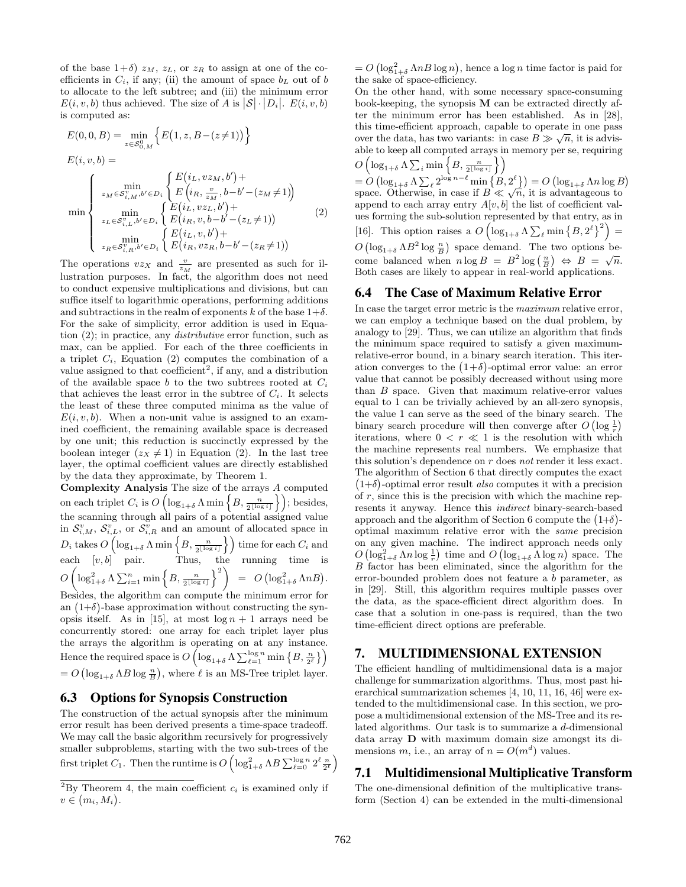of the base $1+\delta$) $z_M$, $z_L$, or $z_R$ to assign at one of the coefficients in $C_i$, if any; (ii) the amount of space $b_L$ out of $b$ to allocate to the left subtree; and (iii) the minimum error $E(i,v,b)$ thus achieved. The size of $A$ is $|\mathcal{S}| \cdot |D_i|$. $E(i,v,b)$ is computed as:

$$E(0,0,B) = \min_{z \in \mathcal{S}^0_{0,M}} \left\{ E\big(1, z, B - (z \neq 1)\big) \right\}$$

$$E(i,v,b) =$$

$$\min \begin{cases} \min\limits_{z_M \in \mathcal{S}^v_{i,M}, b' \in D_i} \begin{cases} E\big(i_L, vz_M, b'\big) + \\ E\left(i_R, \frac{v}{z_M}, b-b'-(z_M \neq 1)\right) \end{cases} \\ \min\limits_{z_L \in \mathcal{S}^v_{i,L}, b' \in D_i} \begin{cases} E\big(i_L, vz_L, b'\big) + \\ E\big(i_R, v, b-b'-(z_L \neq 1)\big) \end{cases} \\ \min\limits_{z_R \in \mathcal{S}^v_{i,R}, b' \in D_i} \begin{cases} E\big(i_L, v, b'\big) + \\ E\big(i_R, vz_R, b-b'-(z_R \neq 1)\big) \end{cases} \end{cases} \quad (2)$$

The operations $vz_X$ and $\frac{v}{z_M}$ are presented as such for illustration purposes. In fact, the algorithm does not need to conduct expensive multiplications and divisions, but can suffice itself to logarithmic operations, performing additions and subtractions in the realm of exponents $k$ of the base $1+\delta$. For the sake of simplicity, error addition is used in Equation (2); in practice, any *distributive* error function, such as max, can be applied. For each of the three coefficients in a triplet $C_i$, Equation (2) computes the combination of a value assigned to that coefficient[2], if any, and a distribution of the available space $b$ to the two subtrees rooted at $C_i$ that achieves the least error in the subtree of $C_i$. It selects the least of these three computed minima as the value of $E(i,v,b)$. When a non-unit value is assigned to an examined coefficient, the remaining available space is decreased by one unit; this reduction is succinctly expressed by the boolean integer $(z_X \neq 1)$ in Equation (2). In the last tree layer, the optimal coefficient values are directly established by the data they approximate, by Theorem 1.

**Complexity Analysis** The size of the arrays $A$ computed on each triplet $C_i$ is $O\left(\log_{1+\delta} \Lambda \min\left\{B, \frac{n}{2^{\lfloor \log i \rfloor}}\right\}\right)$; besides, the scanning through all pairs of a potential assigned value in $\mathcal{S}^v_{i,M}$, $\mathcal{S}^v_{i,L}$, or $\mathcal{S}^v_{i,R}$ and an amount of allocated space in $D_i$ takes $O\left(\log_{1+\delta} \Lambda \min\left\{B, \frac{n}{2^{\lfloor \log i \rfloor}}\right\}\right)$ time for each $C_i$ and each $[v,b]$ pair. Thus, the running time is $O\left(\log^2_{1+\delta} \Lambda \sum_{i=1}^{n} \min\left\{B, \frac{n}{2^{\lfloor \log i \rfloor}}\right\}^2\right) = O\left(\log^2_{1+\delta} \Lambda n B\right)$. Besides, the algorithm can compute the minimum error for an $(1+\delta)$-base approximation without constructing the synopsis itself. As in [15], at most $\log n + 1$ arrays need be concurrently stored: one array for each triplet layer plus the arrays the algorithm is operating on at any instance. Hence the required space is $O\left(\log_{1+\delta} \Lambda \sum_{\ell=1}^{\log n} \min\left\{B, \frac{n}{2^\ell}\right\}\right) = O\left(\log_{1+\delta} \Lambda B \log \frac{n}{B}\right)$, where $\ell$ is an MS-Tree triplet layer.

### 6.3 Options for Synopsis Construction

The construction of the actual synopsis after the minimum error result has been derived presents a time-space tradeoff. We may call the basic algorithm recursively for progressively smaller subproblems, starting with the two sub-trees of the first triplet $C_1$. Then the runtime is $O\left(\log^2_{1+\delta} \Lambda B \sum_{\ell=0}^{\log n} 2^\ell \frac{n}{2^\ell}\right) = O\left(\log^2_{1+\delta} \Lambda n B \log n\right)$, hence a $\log n$ time factor is paid for the sake of space-efficiency.

On the other hand, with some necessary space-consuming book-keeping, the synopsis $\mathbf{M}$ can be extracted directly after the minimum error has been established. As in [28], this time-efficient approach, capable to operate in one pass over the data, has two variants: in case $B \gg \sqrt{n}$, it is advisable to keep all computed arrays in memory per se, requiring $O\left(\log_{1+\delta} \Lambda \sum_i \min\left\{B, \frac{n}{2^{\lfloor \log i \rfloor}}\right\}\right) = O\left(\log_{1+\delta} \Lambda \sum_\ell 2^{\log n - \ell} \min\left\{B, 2^\ell\right\}\right) = O\left(\log_{1+\delta} \Lambda n \log B\right)$ space. Otherwise, in case if $B \ll \sqrt{n}$, it is advantageous to append to each array entry $A[v,b]$ the list of coefficient values forming the sub-solution represented by that entry, as in [16]. This option raises a $O\left(\log_{1+\delta} \Lambda \sum_\ell \min\left\{B, 2^\ell\right\}^2\right) = O\left(\log_{1+\delta} \Lambda B^2 \log \frac{n}{B}\right)$ space demand. The two options become balanced when $n \log B = B^2 \log\left(\frac{n}{B}\right) \Leftrightarrow B = \sqrt{n}$. Both cases are likely to appear in real-world applications.

### 6.4 The Case of Maximum Relative Error

In case the target error metric is the *maximum* relative error, we can employ a technique based on the dual problem, by analogy to [29]. Thus, we can utilize an algorithm that finds the minimum space required to satisfy a given maximum-relative-error bound, in a binary search iteration. This iteration converges to the $(1+\delta)$-optimal error value: an error value that cannot be possibly decreased without using more than $B$ space. Given that maximum relative-error values equal to 1 can be trivially achieved by an all-zero synopsis, the value 1 can serve as the seed of the binary search. The binary search procedure will then converge after $O\left(\log \frac{1}{r}\right)$ iterations, where $0 < r \ll 1$ is the resolution with which the machine represents real numbers. We emphasize that this solution's dependence on $r$ does *not* render it less exact. The algorithm of Section 6 that directly computes the exact $(1+\delta)$-optimal error result *also* computes it with a precision of $r$, since this is the precision with which the machine represents it anyway. Hence this *indirect* binary-search-based approach and the algorithm of Section 6 compute the $(1+\delta)$-optimal maximum relative error with the *same* precision on any given machine. The indirect approach needs only $O\left(\log^2_{1+\delta} \Lambda n \log \frac{1}{r}\right)$ time and $O\left(\log_{1+\delta} \Lambda \log n\right)$ space. The $B$ factor has been eliminated, since the algorithm for the error-bounded problem does not feature a $b$ parameter, as in [29]. Still, this algorithm requires multiple passes over the data, as the space-efficient direct algorithm does. In case that a solution in one-pass is required, than the two time-efficient direct options are preferable.

## 7. MULTIDIMENSIONAL EXTENSION

The efficient handling of multidimensional data is a major challenge for summarization algorithms. Thus, most past hierarchical summarization schemes [4, 10, 11, 16, 46] were extended to the multidimensional case. In this section, we propose a multidimensional extension of the MS-Tree and its related algorithms. Our task is to summarize a $d$-dimensional data array $\mathbf{D}$ with maximum domain size amongst its dimensions $m$, i.e., an array of $n = O(m^d)$ values.

### 7.1 Multidimensional Multiplicative Transform

The one-dimensional definition of the multiplicative transform (Section 4) can be extended in the multi-dimensional

---

[2] By Theorem 4, the main coefficient $c_i$ is examined only if $v \in (m_i, M_i)$.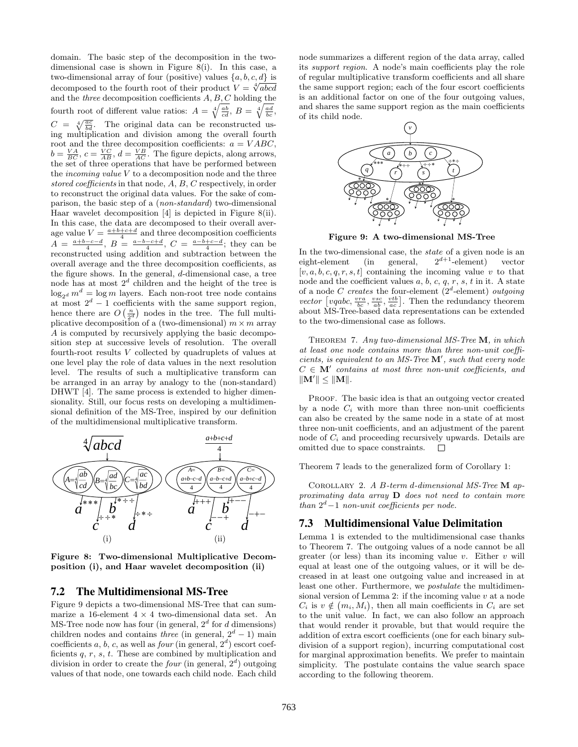domain. The basic step of the decomposition in the two-dimensional case is shown in Figure 8(i). In this case, a two-dimensional array of four (positive) values $\{a, b, c, d\}$ is decomposed to the fourth root of their product $V = \sqrt[4]{abcd}$ and the *three* decomposition coefficients $A, B, C$ holding the fourth root of different value ratios: $A = \sqrt[4]{\frac{ab}{cd}}$, $B = \sqrt[4]{\frac{ad}{bc}}$, $C = \sqrt[4]{\frac{ac}{bd}}$. The original data can be reconstructed using multiplication and division among the overall fourth root and the three decomposition coefficients: $a = VABC$, $b = \frac{VA}{BC}$, $c = \frac{VC}{AB}$, $d = \frac{VB}{AC}$. The figure depicts, along arrows, the set of three operations that have be performed between the *incoming value* $V$ to a decomposition node and the three *stored coefficients* in that node, $A$, $B$, $C$ respectively, in order to reconstruct the original data values. For the sake of comparison, the basic step of a (*non-standard*) two-dimensional Haar wavelet decomposition [4] is depicted in Figure 8(ii). In this case, the data are decomposed to their overall average value $V = \frac{a+b+c+d}{4}$ and three decomposition coefficients $A = \frac{a+b-c-d}{4}$, $B = \frac{a-b-c+d}{4}$, $C = \frac{a-b+c-d}{4}$; they can be reconstructed using addition and subtraction between the overall average and the three decomposition coefficients, as the figure shows. In the general, $d$-dimensional case, a tree node has at most $2^d$ children and the height of the tree is $\log_{2^d} m^d = \log m$ layers. Each non-root tree node contains at most $2^d - 1$ coefficients with the same support region, hence there are $O\left(\frac{n}{2^d}\right)$ nodes in the tree. The full multiplicative decomposition of a (two-dimensional) $m \times m$ array $A$ is computed by recursively applying the basic decomposition step at successive levels of resolution. The overall fourth-root results $V$ collected by quadruplets of values at one level play the role of data values in the next resolution level. The results of such a multiplicative transform can be arranged in an array by analogy to the (non-standard) DHWT [4]. The same process is extended to higher dimensionality. Still, our focus rests on developing a multidimensional definition of the MS-Tree, inspired by our definition of the multidimensional multiplicative transform.

**Figure 8: Two-dimensional Multiplicative Decomposition (i), and Haar wavelet decomposition (ii)**

## 7.2 The Multidimensional MS-Tree

Figure 9 depicts a two-dimensional MS-Tree that can summarize a 16-element $4 \times 4$ two-dimensional data set. An MS-Tree node now has four (in general, $2^d$ for $d$ dimensions) children nodes and contains *three* (in general, $2^d - 1$) main coefficients $a$, $b$, $c$, as well as *four* (in general, $2^d$) escort coefficients $q$, $r$, $s$, $t$. These are combined by multiplication and division in order to create the *four* (in general, $2^d$) outgoing values of that node, one towards each child node. Each child node summarizes a different region of the data array, called its *support region*. A node's main coefficients play the role of regular multiplicative transform coefficients and all share the same support region; each of the four escort coefficients is an additional factor on one of the four outgoing values, and shares the same support region as the main coefficients of its child node.

**Figure 9: A two-dimensional MS-Tree**

In the two-dimensional case, the *state* of a given node is an eight-element (in general, $2^{d+1}$-element) vector $[v, a, b, c, q, r, s, t]$ containing the incoming value $v$ to that node and the coefficient values $a$, $b$, $c$, $q$, $r$, $s$, $t$ in it. A state of a node $C$ *creates* the four-element ($2^d$-element) *outgoing vector* $\left[vqabc, \frac{vra}{bc}, \frac{vsc}{ab}, \frac{vtb}{ac}\right]$. Then the redundancy theorem about MS-Tree-based data representations can be extended to the two-dimensional case as follows.

Theorem 7. *Any two-dimensional MS-Tree* $\mathbf{M}$*, in which at least one node contains more than three non-unit coefficients, is equivalent to an MS-Tree* $\mathbf{M}'$*, such that every node* $C \in \mathbf{M}'$ *contains at most three non-unit coefficients, and* $\|\mathbf{M}'\| \leq \|\mathbf{M}\|$.

Proof. The basic idea is that an outgoing vector created by a node $C_i$ with more than three non-unit coefficients can also be created by the same node in a state of at most three non-unit coefficients, and an adjustment of the parent node of $C_i$ and proceeding recursively upwards. Details are omitted due to space constraints. □

Theorem 7 leads to the generalized form of Corollary 1:

Corollary 2. *A* $B$*-term* $d$*-dimensional MS-Tree* $\mathbf{M}$ *approximating data array* $\mathbf{D}$ *does not need to contain more than* $2^d - 1$ *non-unit coefficients per node.*

## 7.3 Multidimensional Value Delimitation

Lemma 1 is extended to the multidimensional case thanks to Theorem 7. The outgoing values of a node cannot be all greater (or less) than its incoming value $v$. Either $v$ will equal at least one of the outgoing values, or it will be decreased in at least one outgoing value and increased in at least one other. Furthermore, we *postulate* the multidimensional version of Lemma 2: if the incoming value $v$ at a node $C_i$ is $v \notin (m_i, M_i)$, then all main coefficients in $C_i$ are set to the unit value. In fact, we can also follow an approach that would render it provable, but that would require the addition of extra escort coefficients (one for each binary subdivision of a support region), incurring computational cost for marginal approximation benefits. We prefer to maintain simplicity. The postulate contains the value search space according to the following theorem.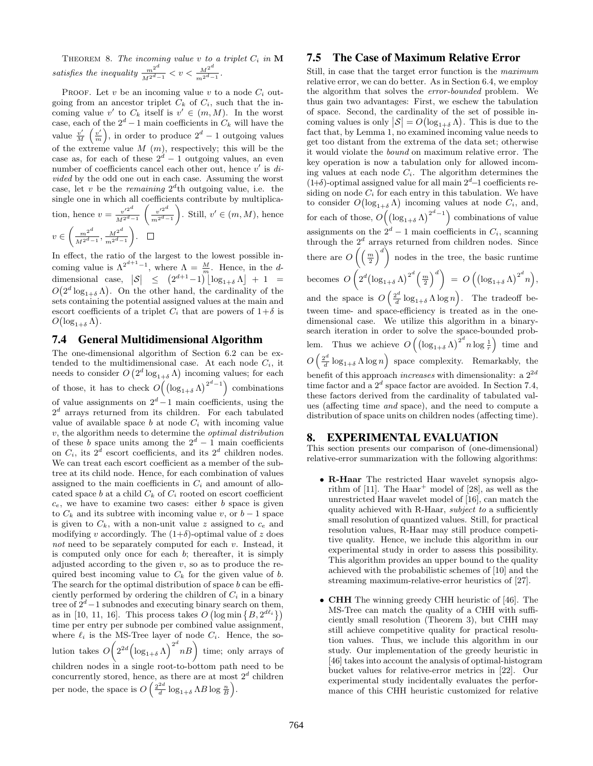THEOREM 8. *The incoming value $v$ to a triplet $C_i$ in* **M** *satisfies the inequality* $\frac{m^{2^d}}{M^{2^d-1}} < v < \frac{M^{2^d}}{m^{2^d-1}}$.

PROOF. Let $v$ be an incoming value $v$ to a node $C_i$ outgoing from an ancestor triplet $C_k$ of $C_i$, such that the incoming value $v'$ to $C_k$ itself is $v' \in (m, M)$. In the worst case, each of the $2^d - 1$ main coefficients in $C_k$ will have the value $\frac{v'}{M}$ $\left(\frac{v'}{m}\right)$, in order to produce $2^d - 1$ outgoing values of the extreme value $M$ $(m)$, respectively; this will be the case as, for each of these $2^d - 1$ outgoing values, an even number of coefficients cancel each other out, hence $v'$ is *divided* by the odd one out in each case. Assuming the worst case, let $v$ be the *remaining* $2^d$th outgoing value, i.e. the single one in which all coefficients contribute by multiplication, hence $v = \frac{v'^{2^d}}{M^{2^d-1}}$ $\left(\frac{v'^{2^d}}{m^{2^d-1}}\right)$. Still, $v' \in (m, M)$, hence $v \in \left(\frac{m^{2^d}}{M^{2^d-1}}, \frac{M^{2^d}}{m^{2^d-1}}\right)$. □

In effect, the ratio of the largest to the lowest possible incoming value is $\Lambda^{2^{d+1}-1}$, where $\Lambda = \frac{M}{m}$. Hence, in the $d$-dimensional case, $|\mathcal{S}| \leq (2^{d+1}-1)\lfloor\log_{1+\delta}\Lambda\rfloor + 1 = O(2^d \log_{1+\delta}\Lambda)$. On the other hand, the cardinality of the sets containing the potential assigned values at the main and escort coefficients of a triplet $C_i$ that are powers of $1+\delta$ is $O(\log_{1+\delta}\Lambda)$.

## 7.4 General Multidimensional Algorithm

The one-dimensional algorithm of Section 6.2 can be extended to the multidimensional case. At each node $C_i$, it needs to consider $O\left(2^d \log_{1+\delta}\Lambda\right)$ incoming values; for each of those, it has to check $O\Big(\left(\log_{1+\delta}\Lambda\right)^{2^d-1}\Big)$ combinations of value assignments on $2^d-1$ main coefficients, using the $2^d$ arrays returned from its children. For each tabulated value of available space $b$ at node $C_i$ with incoming value $v$, the algorithm needs to determine the *optimal distribution* of these $b$ space units among the $2^d - 1$ main coefficients on $C_i$, its $2^d$ escort coefficients, and its $2^d$ children nodes. We can treat each escort coefficient as a member of the subtree at its child node. Hence, for each combination of values assigned to the main coefficients in $C_i$ and amount of allocated space $b$ at a child $C_k$ of $C_i$ rooted on escort coefficient $c_e$, we have to examine two cases: either $b$ space is given to $C_k$ and its subtree with incoming value $v$, or $b-1$ space is given to $C_k$, with a non-unit value $z$ assigned to $c_e$ and modifying $v$ accordingly. The $(1+\delta)$-optimal value of $z$ does *not* need to be separately computed for each $v$. Instead, it is computed only once for each $b$; thereafter, it is simply adjusted according to the given $v$, so as to produce the required best incoming value to $C_k$ for the given value of $b$. The search for the optimal distribution of space $b$ can be efficiently performed by ordering the children of $C_i$ in a binary tree of $2^d-1$ subnodes and executing binary search on them, as in [10, 11, 16]. This process takes $O\left(\log \min\left\{B, 2^{d\ell_i}\right\}\right)$ time per entry per subnode per combined value assignment, where $\ell_i$ is the MS-Tree layer of node $C_i$. Hence, the solution takes $O\Big(2^{2d}\left(\log_{1+\delta}\Lambda\right)^{2^d} nB\Big)$ time; only arrays of children nodes in a single root-to-bottom path need to be concurrently stored, hence, as there are at most $2^d$ children per node, the space is $O\left(\frac{2^{2d}}{d}\log_{1+\delta}\Lambda B \log\frac{n}{B}\right)$.

## 7.5 The Case of Maximum Relative Error

Still, in case that the target error function is the *maximum* relative error, we can do better. As in Section 6.4, we employ the algorithm that solves the *error-bounded* problem. We thus gain two advantages: First, we eschew the tabulation of space. Second, the cardinality of the set of possible incoming values is only $|\mathcal{S}| = O(\log_{1+\delta}\Lambda)$. This is due to the fact that, by Lemma 1, no examined incoming value needs to get too distant from the extrema of the data set; otherwise it would violate the *bound* on maximum relative error. The key operation is now a tabulation only for allowed incoming values at each node $C_i$. The algorithm determines the $(1+\delta)$-optimal assigned value for all main $2^d-1$ coefficients residing on node $C_i$ for each entry in this tabulation. We have to consider $O(\log_{1+\delta}\Lambda)$ incoming values at node $C_i$, and, for each of those, $O\Big(\left(\log_{1+\delta}\Lambda\right)^{2^d-1}\Big)$ combinations of value assignments on the $2^d-1$ main coefficients in $C_i$, scanning through the $2^d$ arrays returned from children nodes. Since there are $O\left(\left(\frac{m}{2}\right)^d\right)$ nodes in the tree, the basic runtime becomes $O\left(2^d\left(\log_{1+\delta}\Lambda\right)^{2^d}\left(\frac{m}{2}\right)^d\right) = O\left(\left(\log_{1+\delta}\Lambda\right)^{2^d} n\right)$, and the space is $O\left(\frac{2^d}{d}\log_{1+\delta}\Lambda \log n\right)$. The tradeoff between time- and space-efficiency is treated as in the one-dimensional case. We utilize this algorithm in a binary-search iteration in order to solve the space-bounded problem. Thus we achieve $O\left(\left(\log_{1+\delta}\Lambda\right)^{2^d} n \log\frac{1}{r}\right)$ time and $O\left(\frac{2^d}{d}\log_{1+\delta}\Lambda \log n\right)$ space complexity. Remarkably, the benefit of this approach *increases* with dimensionality: a $2^{2d}$ time factor and a $2^d$ space factor are avoided. In Section 7.4, these factors derived from the cardinality of tabulated values (affecting time *and* space), and the need to compute a distribution of space units on children nodes (affecting time).

# 8. EXPERIMENTAL EVALUATION

This section presents our comparison of (one-dimensional) relative-error summarization with the following algorithms:

- **R-Haar** The restricted Haar wavelet synopsis algorithm of [11]. The Haar$^+$ model of [28], as well as the unrestricted Haar wavelet model of [16], can match the quality achieved with R-Haar, *subject to* a sufficiently small resolution of quantized values. Still, for practical resolution values, R-Haar may still produce competitive quality. Hence, we include this algorithm in our experimental study in order to assess this possibility. This algorithm provides an upper bound to the quality achieved with the probabilistic schemes of [10] and the streaming maximum-relative-error heuristics of [27].
- **CHH** The winning greedy CHH heuristic of [46]. The MS-Tree can match the quality of a CHH with sufficiently small resolution (Theorem 3), but CHH may still achieve competitive quality for practical resolution values. Thus, we include this algorithm in our study. Our implementation of the greedy heuristic in [46] takes into account the analysis of optimal-histogram bucket values for relative-error metrics in [22]. Our experimental study incidentally evaluates the performance of this CHH heuristic customized for relative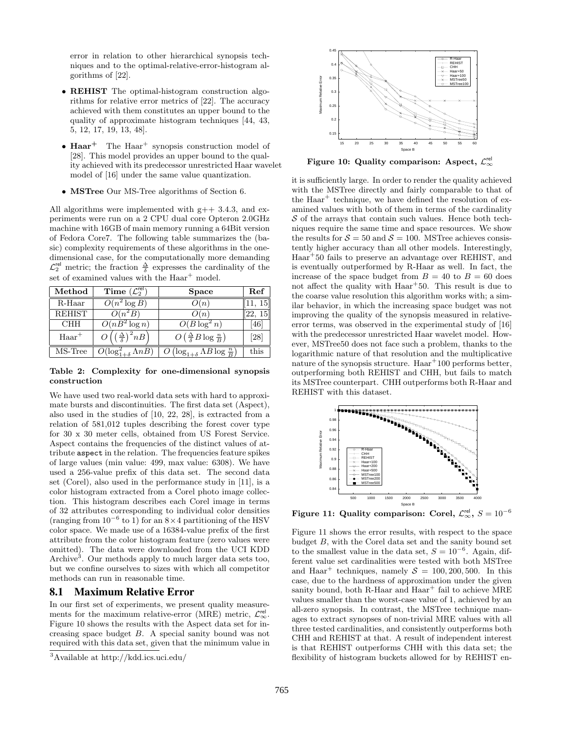error in relation to other hierarchical synopsis techniques and to the optimal-relative-error-histogram algorithms of [22].

- **REHIST** The optimal-histogram construction algorithms for relative error metrics of [22]. The accuracy achieved with them constitutes an upper bound to the quality of approximate histogram techniques [44, 43, 5, 12, 17, 19, 13, 48].
- **Haar$^+$** The Haar$^+$ synopsis construction model of [28]. This model provides an upper bound to the quality achieved with its predecessor unrestricted Haar wavelet model of [16] under the same value quantization.
- **MSTree** Our MS-Tree algorithms of Section 6.

All algorithms were implemented with g++ 3.4.3, and experiments were run on a 2 CPU dual core Opteron 2.0GHz machine with 16GB of main memory running a 64Bit version of Fedora Core7. The following table summarizes the (basic) complexity requirements of these algorithms in the one-dimensional case, for the computationally more demanding $\mathcal{L}_2^{\text{rel}}$ metric; the fraction $\frac{\Delta}{\delta}$ expresses the cardinality of the set of examined values with the Haar$^+$ model.

| Method | Time ($\mathcal{L}_2^{\text{rel}}$) | Space | Ref |
|---|---|---|---|
| R-Haar | $O(n^2 \log B)$ | $O(n)$ | [11, 15] |
| REHIST | $O(n^2 B)$ | $O(n)$ | [22, 15] |
| CHH | $O(nB^2 \log n)$ | $O(B \log^2 n)$ | [46] |
| Haar$^+$ | $O\left(\left(\frac{\Delta}{\delta}\right)^2 nB\right)$ | $O\left(\frac{\Delta}{\delta} B \log \frac{n}{B}\right)$ | [28] |
| MS-Tree | $O(\log^2_{1+\delta} \Lambda nB)$ | $O\left(\log_{1+\delta} \Lambda B \log \frac{n}{B}\right)$ | this |

**Table 2: Complexity for one-dimensional synopsis construction**

We have used two real-world data sets with hard to approximate bursts and discontinuities. The first data set (Aspect), also used in the studies of [10, 22, 28], is extracted from a relation of 581,012 tuples describing the forest cover type for 30 x 30 meter cells, obtained from US Forest Service. Aspect contains the frequencies of the distinct values of attribute `aspect` in the relation. The frequencies feature spikes of large values (min value: 499, max value: 6308). We have used a 256-value prefix of this data set. The second data set (Corel), also used in the performance study in [11], is a color histogram extracted from a Corel photo image collection. This histogram describes each Corel image in terms of 32 attributes corresponding to individual color densities (ranging from $10^{-6}$ to 1) for an $8 \times 4$ partitioning of the HSV color space. We made use of a 16384-value prefix of the first attribute from the color histogram feature (zero values were omitted). The data were downloaded from the UCI KDD Archive[3]. Our methods apply to much larger data sets too, but we confine ourselves to sizes with which all competitor methods can run in reasonable time.

## 8.1 Maximum Relative Error

In our first set of experiments, we present quality measurements for the maximum relative-error (MRE) metric, $\mathcal{L}_\infty^{\text{rel}}$. Figure 10 shows the results with the Aspect data set for increasing space budget $B$. A special sanity bound was not required with this data set, given that the minimum value in it is sufficiently large. In order to render the quality achieved with the MSTree directly and fairly comparable to that of the Haar$^+$ technique, we have defined the resolution of examined values with both of them in terms of the cardinality $\mathcal{S}$ of the arrays that contain such values. Hence both techniques require the same time and space resources. We show the results for $\mathcal{S} = 50$ and $\mathcal{S} = 100$. MSTree achieves consistently higher accuracy than all other models. Interestingly, Haar$^+$50 fails to preserve an advantage over REHIST, and is eventually outperformed by R-Haar as well. In fact, the increase of the space budget from $B = 40$ to $B = 60$ does not affect the quality with Haar$^+$50. This result is due to the coarse value resolution this algorithm works with; a similar behavior, in which the increasing space budget was not improving the quality of the synopsis measured in relative-error terms, was observed in the experimental study of [16] with the predecessor unrestricted Haar wavelet model. However, MSTree50 does not face such a problem, thanks to the logarithmic nature of that resolution and the multiplicative nature of the synopsis structure. Haar$^+$100 performs better, outperforming both REHIST and CHH, but fails to match its MSTree counterpart. CHH outperforms both R-Haar and REHIST with this dataset.

**Figure 10: Quality comparison: Aspect, $\mathcal{L}_\infty^{\text{rel}}$**

**Figure 11: Quality comparison: Corel, $\mathcal{L}_\infty^{\text{rel}}$, $S = 10^{-6}$**

Figure 11 shows the error results, with respect to the space budget $B$, with the Corel data set and the sanity bound set to the smallest value in the data set, $S = 10^{-6}$. Again, different value set cardinalities were tested with both MSTree and Haar$^+$ techniques, namely $\mathcal{S} = 100, 200, 500$. In this case, due to the hardness of approximation under the given sanity bound, both R-Haar and Haar$^+$ fail to achieve MRE values smaller than the worst-case value of 1, achieved by an all-zero synopsis. In contrast, the MSTree technique manages to extract synopses of non-trivial MRE values with all three tested cardinalities, and consistently outperforms both CHH and REHIST at that. A result of independent interest is that REHIST outperforms CHH with this data set; the flexibility of histogram buckets allowed for by REHIST en-

[3] Available at http://kdd.ics.uci.edu/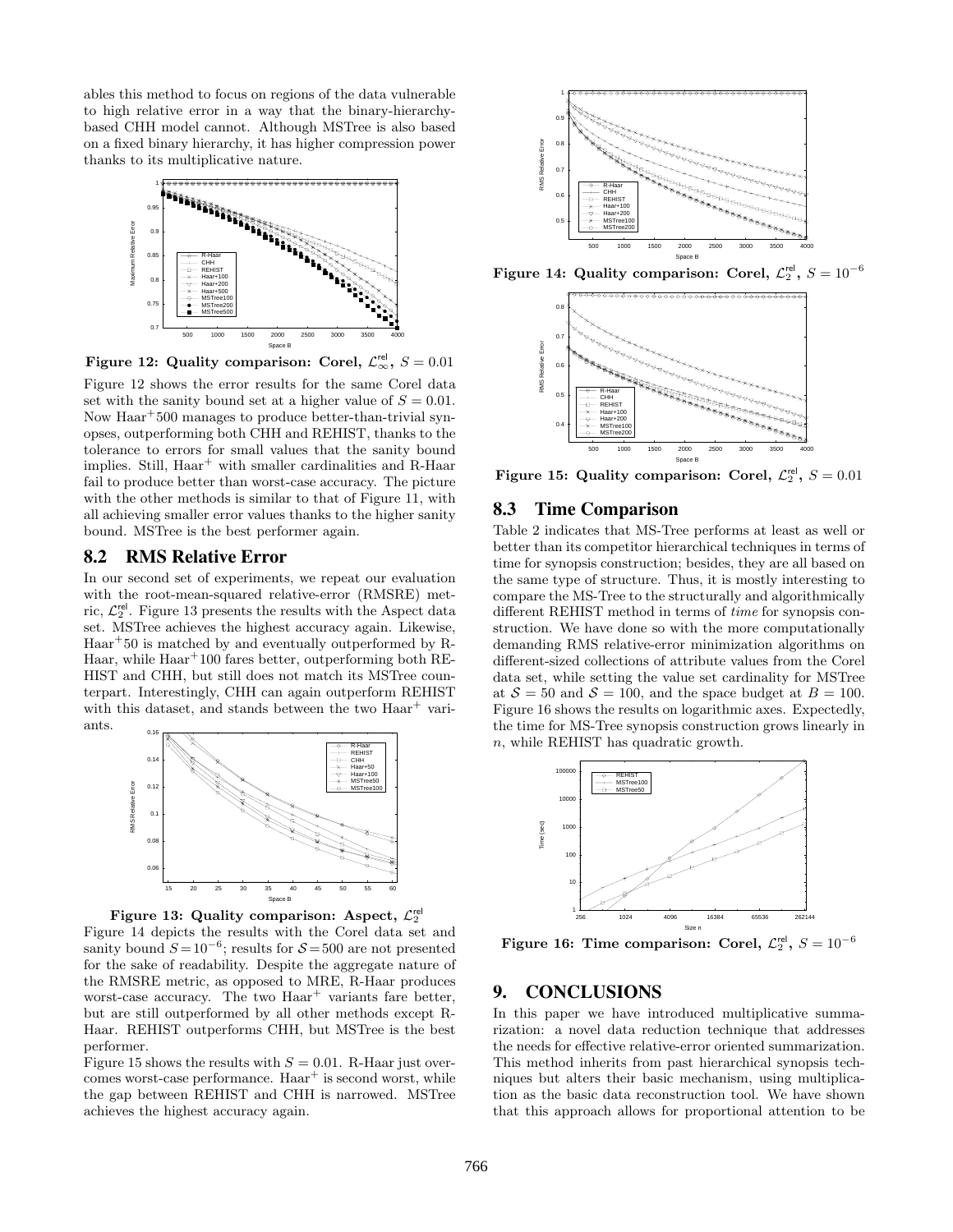ables this method to focus on regions of the data vulnerable to high relative error in a way that the binary-hierarchy-based CHH model cannot. Although MSTree is also based on a fixed binary hierarchy, it has higher compression power thanks to its multiplicative nature.

**Figure 12: Quality comparison: Corel, $\mathcal{L}^{\text{rel}}_{\infty}$, $S = 0.01$**

Figure 12 shows the error results for the same Corel data set with the sanity bound set at a higher value of $S = 0.01$. Now Haar$^+$500 manages to produce better-than-trivial synopses, outperforming both CHH and REHIST, thanks to the tolerance to errors for small values that the sanity bound implies. Still, Haar$^+$ with smaller cardinalities and R-Haar fail to produce better than worst-case accuracy. The picture with the other methods is similar to that of Figure 11, with all achieving smaller error values thanks to the higher sanity bound. MSTree is the best performer again.

## 8.2 RMS Relative Error

In our second set of experiments, we repeat our evaluation with the root-mean-squared relative-error (RMSRE) metric, $\mathcal{L}^{\text{rel}}_{2}$. Figure 13 presents the results with the Aspect data set. MSTree achieves the highest accuracy again. Likewise, Haar$^+$50 is matched by and eventually outperformed by R-Haar, while Haar$^+$100 fares better, outperforming both REHIST and CHH, but still does not match its MSTree counterpart. Interestingly, CHH can again outperform REHIST with this dataset, and stands between the two Haar$^+$ variants.

**Figure 13: Quality comparison: Aspect, $\mathcal{L}^{\text{rel}}_{2}$**

Figure 14 depicts the results with the Corel data set and sanity bound $S = 10^{-6}$; results for $\mathcal{S} = 500$ are not presented for the sake of readability. Despite the aggregate nature of the RMSRE metric, as opposed to MRE, R-Haar produces worst-case accuracy. The two Haar$^+$ variants fare better, but are still outperformed by all other methods except R-Haar. REHIST outperforms CHH, but MSTree is the best performer.

Figure 15 shows the results with $S = 0.01$. R-Haar just overcomes worst-case performance. Haar$^+$ is second worst, while the gap between REHIST and CHH is narrowed. MSTree achieves the highest accuracy again.

**Figure 14: Quality comparison: Corel, $\mathcal{L}^{\text{rel}}_{2}$, $S = 10^{-6}$**

**Figure 15: Quality comparison: Corel, $\mathcal{L}^{\text{rel}}_{2}$, $S = 0.01$**

## 8.3 Time Comparison

Table 2 indicates that MS-Tree performs at least as well or better than its competitor hierarchical techniques in terms of time for synopsis construction; besides, they are all based on the same type of structure. Thus, it is mostly interesting to compare the MS-Tree to the structurally and algorithmically different REHIST method in terms of *time* for synopsis construction. We have done so with the more computationally demanding RMS relative-error minimization algorithms on different-sized collections of attribute values from the Corel data set, while setting the value set cardinality for MSTree at $\mathcal{S} = 50$ and $\mathcal{S} = 100$, and the space budget at $B = 100$. Figure 16 shows the results on logarithmic axes. Expectedly, the time for MS-Tree synopsis construction grows linearly in $n$, while REHIST has quadratic growth.

**Figure 16: Time comparison: Corel, $\mathcal{L}^{\text{rel}}_{2}$, $S = 10^{-6}$**

# 9. CONCLUSIONS

In this paper we have introduced multiplicative summarization: a novel data reduction technique that addresses the needs for effective relative-error oriented summarization. This method inherits from past hierarchical synopsis techniques but alters their basic mechanism, using multiplication as the basic data reconstruction tool. We have shown that this approach allows for proportional attention to be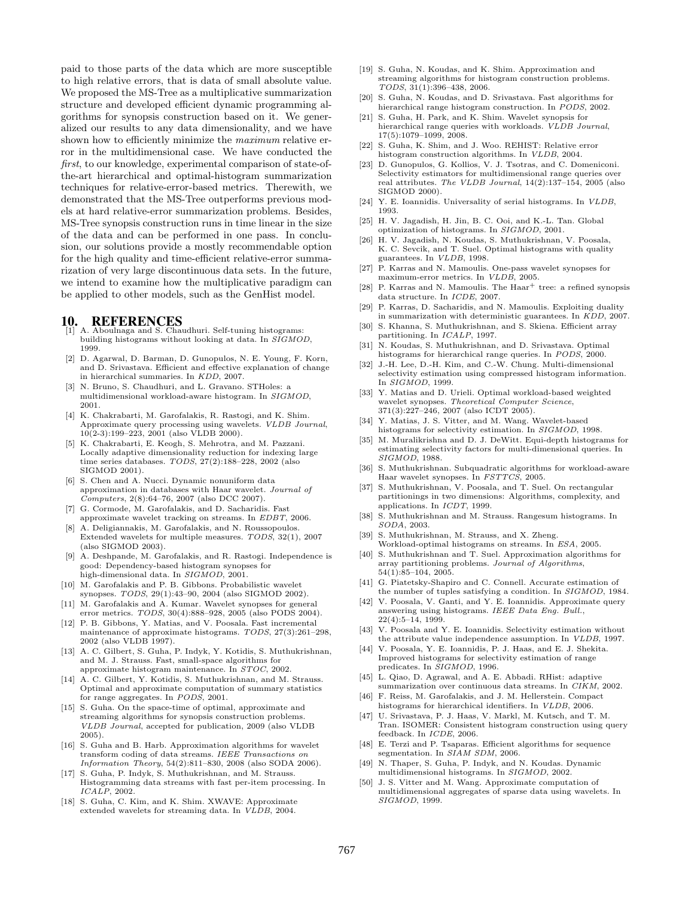paid to those parts of the data which are more susceptible to high relative errors, that is data of small absolute value. We proposed the MS-Tree as a multiplicative summarization structure and developed efficient dynamic programming algorithms for synopsis construction based on it. We generalized our results to any data dimensionality, and we have shown how to efficiently minimize the *maximum* relative error in the multidimensional case. We have conducted the *first*, to our knowledge, experimental comparison of state-of-the-art hierarchical and optimal-histogram summarization techniques for relative-error-based metrics. Therewith, we demonstrated that the MS-Tree outperforms previous models at hard relative-error summarization problems. Besides, MS-Tree synopsis construction runs in time linear in the size of the data and can be performed in one pass. In conclusion, our solutions provide a mostly recommendable option for the high quality and time-efficient relative-error summarization of very large discontinuous data sets. In the future, we intend to examine how the multiplicative paradigm can be applied to other models, such as the GenHist model.

## 10. REFERENCES

[1] A. Aboulnaga and S. Chaudhuri. Self-tuning histograms: building histograms without looking at data. In *SIGMOD*, 1999.

[2] D. Agarwal, D. Barman, D. Gunopulos, N. E. Young, F. Korn, and D. Srivastava. Efficient and effective explanation of change in hierarchical summaries. In *KDD*, 2007.

[3] N. Bruno, S. Chaudhuri, and L. Gravano. STHoles: a multidimensional workload-aware histogram. In *SIGMOD*, 2001.

[4] K. Chakrabarti, M. Garofalakis, R. Rastogi, and K. Shim. Approximate query processing using wavelets. *VLDB Journal*, 10(2-3):199–223, 2001 (also VLDB 2000).

[5] K. Chakrabarti, E. Keogh, S. Mehrotra, and M. Pazzani. Locally adaptive dimensionality reduction for indexing large time series databases. *TODS*, 27(2):188–228, 2002 (also SIGMOD 2001).

[6] S. Chen and A. Nucci. Dynamic nonuniform data approximation in databases with Haar wavelet. *Journal of Computers*, 2(8):64–76, 2007 (also DCC 2007).

[7] G. Cormode, M. Garofalakis, and D. Sacharidis. Fast approximate wavelet tracking on streams. In *EDBT*, 2006.

[8] A. Deligiannakis, M. Garofalakis, and N. Roussopoulos. Extended wavelets for multiple measures. *TODS*, 32(1), 2007 (also SIGMOD 2003).

[9] A. Deshpande, M. Garofalakis, and R. Rastogi. Independence is good: Dependency-based histogram synopses for high-dimensional data. In *SIGMOD*, 2001.

[10] M. Garofalakis and P. B. Gibbons. Probabilistic wavelet synopses. *TODS*, 29(1):43–90, 2004 (also SIGMOD 2002).

[11] M. Garofalakis and A. Kumar. Wavelet synopses for general error metrics. *TODS*, 30(4):888–928, 2005 (also PODS 2004).

[12] P. B. Gibbons, Y. Matias, and V. Poosala. Fast incremental maintenance of approximate histograms. *TODS*, 27(3):261–298, 2002 (also VLDB 1997).

[13] A. C. Gilbert, S. Guha, P. Indyk, Y. Kotidis, S. Muthukrishnan, and M. J. Strauss. Fast, small-space algorithms for approximate histogram maintenance. In *STOC*, 2002.

[14] A. C. Gilbert, Y. Kotidis, S. Muthukrishnan, and M. Strauss. Optimal and approximate computation of summary statistics for range aggregates. In *PODS*, 2001.

[15] S. Guha. On the space-time of optimal, approximate and streaming algorithms for synopsis construction problems. *VLDB Journal*, accepted for publication, 2009 (also VLDB 2005).

[16] S. Guha and B. Harb. Approximation algorithms for wavelet transform coding of data streams. *IEEE Transactions on Information Theory*, 54(2):811–830, 2008 (also SODA 2006).

[17] S. Guha, P. Indyk, S. Muthukrishnan, and M. Strauss. Histogramming data streams with fast per-item processing. In *ICALP*, 2002.

[18] S. Guha, C. Kim, and K. Shim. XWAVE: Approximate extended wavelets for streaming data. In *VLDB*, 2004.

[19] S. Guha, N. Koudas, and K. Shim. Approximation and streaming algorithms for histogram construction problems. *TODS*, 31(1):396–438, 2006.

[20] S. Guha, N. Koudas, and D. Srivastava. Fast algorithms for hierarchical range histogram construction. In *PODS*, 2002.

[21] S. Guha, H. Park, and K. Shim. Wavelet synopsis for hierarchical range queries with workloads. *VLDB Journal*, 17(5):1079–1099, 2008.

[22] S. Guha, K. Shim, and J. Woo. REHIST: Relative error histogram construction algorithms. In *VLDB*, 2004.

[23] D. Gunopulos, G. Kollios, V. J. Tsotras, and C. Domeniconi. Selectivity estimators for multidimensional range queries over real attributes. *The VLDB Journal*, 14(2):137–154, 2005 (also SIGMOD 2000).

[24] Y. E. Ioannidis. Universality of serial histograms. In *VLDB*, 1993.

[25] H. V. Jagadish, H. Jin, B. C. Ooi, and K.-L. Tan. Global optimization of histograms. In *SIGMOD*, 2001.

[26] H. V. Jagadish, N. Koudas, S. Muthukrishnan, V. Poosala, K. C. Sevcik, and T. Suel. Optimal histograms with quality guarantees. In *VLDB*, 1998.

[27] P. Karras and N. Mamoulis. One-pass wavelet synopses for maximum-error metrics. In *VLDB*, 2005.

[28] P. Karras and N. Mamoulis. The Haar$^+$ tree: a refined synopsis data structure. In *ICDE*, 2007.

[29] P. Karras, D. Sacharidis, and N. Mamoulis. Exploiting duality in summarization with deterministic guarantees. In *KDD*, 2007.

[30] S. Khanna, S. Muthukrishnan, and S. Skiena. Efficient array partitioning. In *ICALP*, 1997.

[31] N. Koudas, S. Muthukrishnan, and D. Srivastava. Optimal histograms for hierarchical range queries. In *PODS*, 2000.

[32] J.-H. Lee, D.-H. Kim, and C.-W. Chung. Multi-dimensional selectivity estimation using compressed histogram information. In *SIGMOD*, 1999.

[33] Y. Matias and D. Urieli. Optimal workload-based weighted wavelet synopses. *Theoretical Computer Science*, 371(3):227–246, 2007 (also ICDT 2005).

[34] Y. Matias, J. S. Vitter, and M. Wang. Wavelet-based histograms for selectivity estimation. In *SIGMOD*, 1998.

[35] M. Muralikrishna and D. J. DeWitt. Equi-depth histograms for estimating selectivity factors for multi-dimensional queries. In *SIGMOD*, 1988.

[36] S. Muthukrishnan. Subquadratic algorithms for workload-aware Haar wavelet synopses. In *FSTTCS*, 2005.

[37] S. Muthukrishnan, V. Poosala, and T. Suel. On rectangular partitionings in two dimensions: Algorithms, complexity, and applications. In *ICDT*, 1999.

[38] S. Muthukrishnan and M. Strauss. Rangesum histograms. In *SODA*, 2003.

[39] S. Muthukrishnan, M. Strauss, and X. Zheng. Workload-optimal histograms on streams. In *ESA*, 2005.

[40] S. Muthukrishnan and T. Suel. Approximation algorithms for array partitioning problems. *Journal of Algorithms*, 54(1):85–104, 2005.

[41] G. Piatetsky-Shapiro and C. Connell. Accurate estimation of the number of tuples satisfying a condition. In *SIGMOD*, 1984.

[42] V. Poosala, V. Ganti, and Y. E. Ioannidis. Approximate query answering using histograms. *IEEE Data Eng. Bull.*, 22(4):5–14, 1999.

[43] V. Poosala and Y. E. Ioannidis. Selectivity estimation without the attribute value independence assumption. In *VLDB*, 1997.

[44] V. Poosala, Y. E. Ioannidis, P. J. Haas, and E. J. Shekita. Improved histograms for selectivity estimation of range predicates. In *SIGMOD*, 1996.

[45] L. Qiao, D. Agrawal, and A. E. Abbadi. RHist: adaptive summarization over continuous data streams. In *CIKM*, 2002.

[46] F. Reiss, M. Garofalakis, and J. M. Hellerstein. Compact histograms for hierarchical identifiers. In *VLDB*, 2006.

[47] U. Srivastava, P. J. Haas, V. Markl, M. Kutsch, and T. M. Tran. ISOMER: Consistent histogram construction using query feedback. In *ICDE*, 2006.

[48] E. Terzi and P. Tsaparas. Efficient algorithms for sequence segmentation. In *SIAM SDM*, 2006.

[49] N. Thaper, S. Guha, P. Indyk, and N. Koudas. Dynamic multidimensional histograms. In *SIGMOD*, 2002.

[50] J. S. Vitter and M. Wang. Approximate computation of multidimensional aggregates of sparse data using wavelets. In *SIGMOD*, 1999.